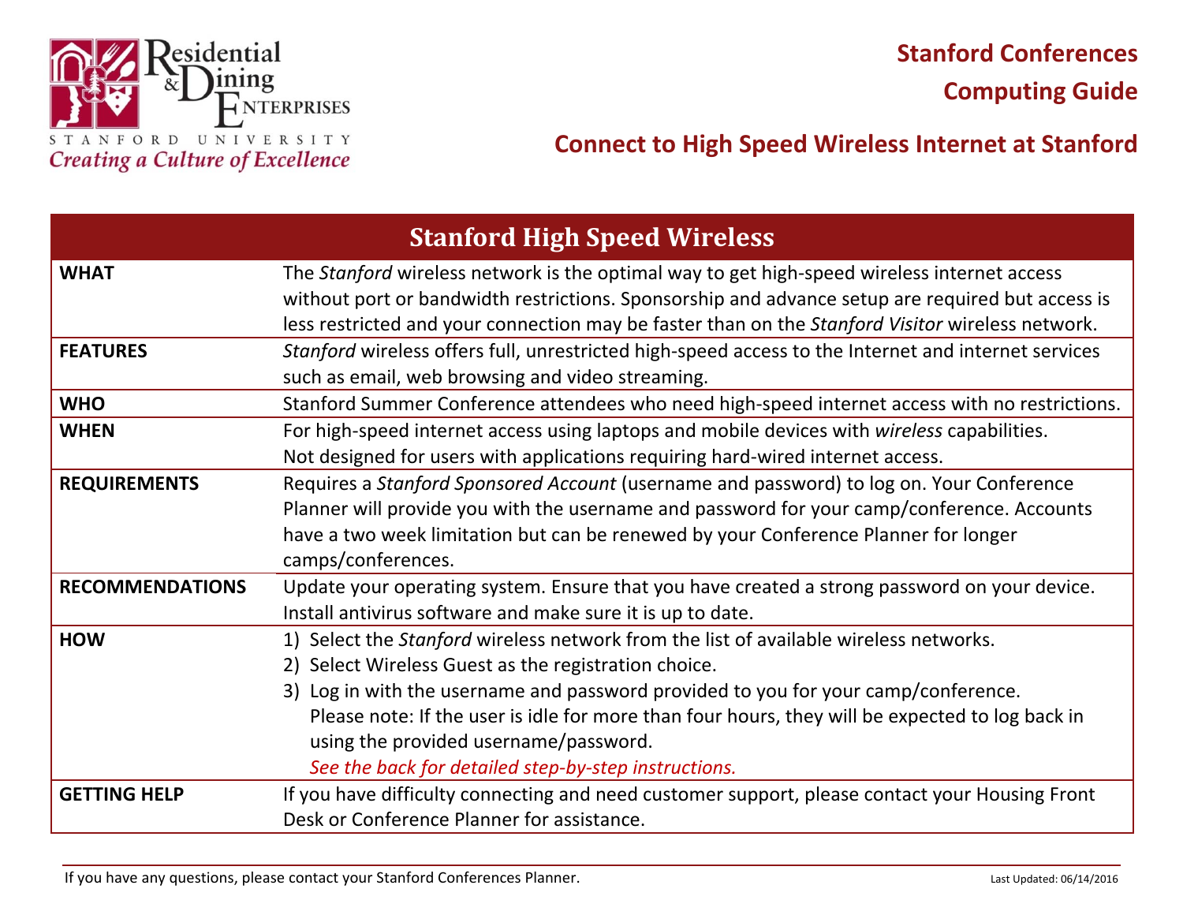Residential & Dining Enterprises

STANFORD UNIVERSITY

*Creating a Culture of Excellence*

**Stanford Conferences**

**Computing Guide**

## Connect to High Speed Wireless Internet at Stanford

| Stanford High Speed Wireless | |
|---|---|
| **WHAT** | The *Stanford* wireless network is the optimal way to get high-speed wireless internet access without port or bandwidth restrictions. Sponsorship and advance setup are required but access is less restricted and your connection may be faster than on the *Stanford Visitor* wireless network. |
| **FEATURES** | *Stanford* wireless offers full, unrestricted high-speed access to the Internet and internet services such as email, web browsing and video streaming. |
| **WHO** | Stanford Summer Conference attendees who need high-speed internet access with no restrictions. |
| **WHEN** | For high-speed internet access using laptops and mobile devices with *wireless* capabilities. Not designed for users with applications requiring hard-wired internet access. |
| **REQUIREMENTS** | Requires a *Stanford Sponsored Account* (username and password) to log on. Your Conference Planner will provide you with the username and password for your camp/conference. Accounts have a two week limitation but can be renewed by your Conference Planner for longer camps/conferences. |
| **RECOMMENDATIONS** | Update your operating system. Ensure that you have created a strong password on your device. Install antivirus software and make sure it is up to date. |
| **HOW** | 1) Select the *Stanford* wireless network from the list of available wireless networks. <br>2) Select Wireless Guest as the registration choice. <br>3) Log in with the username and password provided to you for your camp/conference. Please note: If the user is idle for more than four hours, they will be expected to log back in using the provided username/password. <br>*See the back for detailed step-by-step instructions.* |
| **GETTING HELP** | If you have difficulty connecting and need customer support, please contact your Housing Front Desk or Conference Planner for assistance. |

If you have any questions, please contact your Stanford Conferences Planner.

Last Updated: 06/14/2016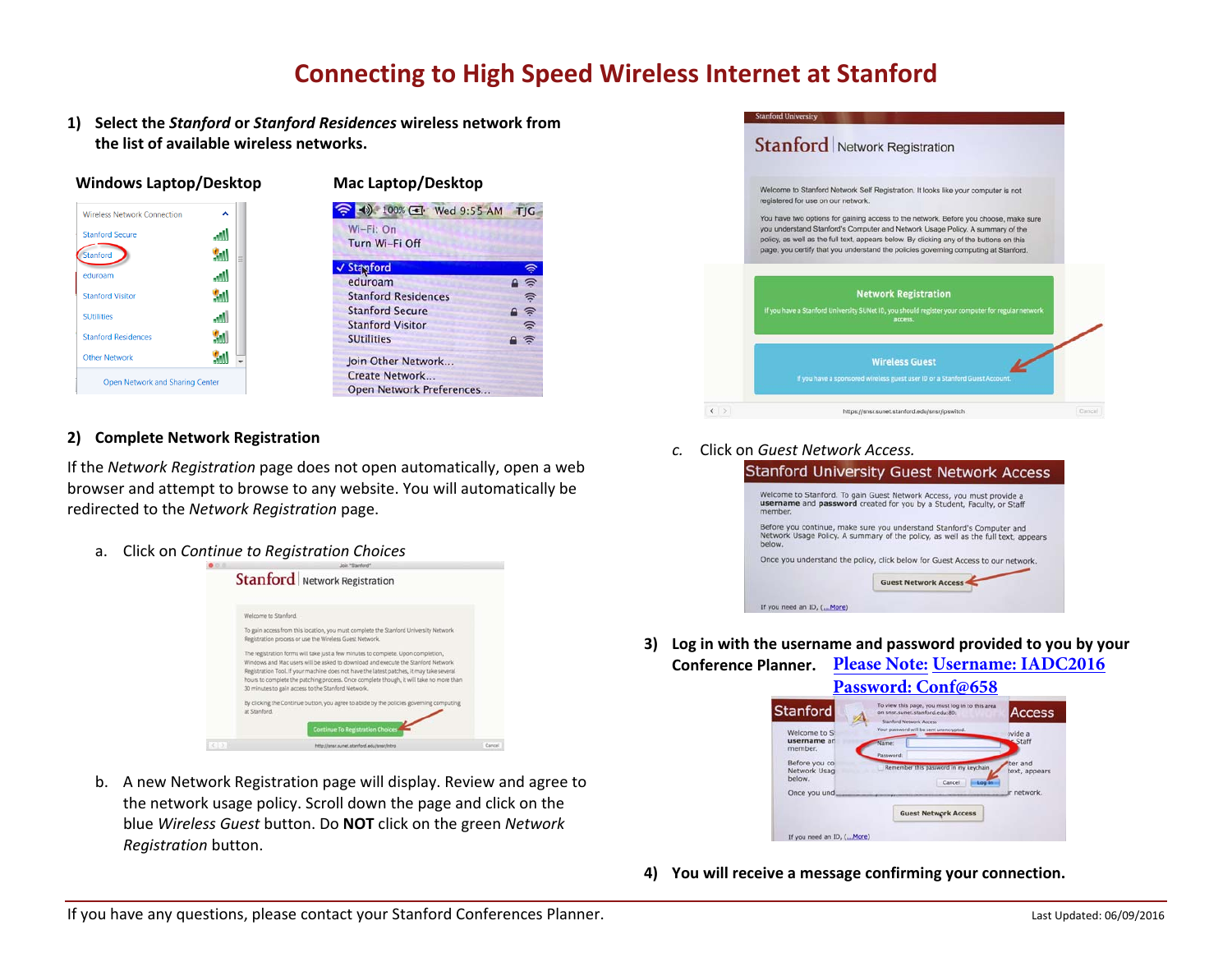# Connecting to High Speed Wireless Internet at Stanford

**1) Select the *Stanford* or *Stanford Residences* wireless network from the list of available wireless networks.**

**Windows Laptop/Desktop**

**Mac Laptop/Desktop**

**2) Complete Network Registration**

If the *Network Registration* page does not open automatically, open a web browser and attempt to browse to any website. You will automatically be redirected to the *Network Registration* page.

a. Click on *Continue to Registration Choices*

b. A new Network Registration page will display. Review and agree to the network usage policy. Scroll down the page and click on the blue *Wireless Guest* button. Do **NOT** click on the green *Network Registration* button.

c. Click on *Guest Network Access.*

**3) Log in with the username and password provided to you by your Conference Planner.** **Please Note: Username: IADC2016 Password: Conf@658**

**4) You will receive a message confirming your connection.**

If you have any questions, please contact your Stanford Conferences Planner.

Last Updated: 06/09/2016